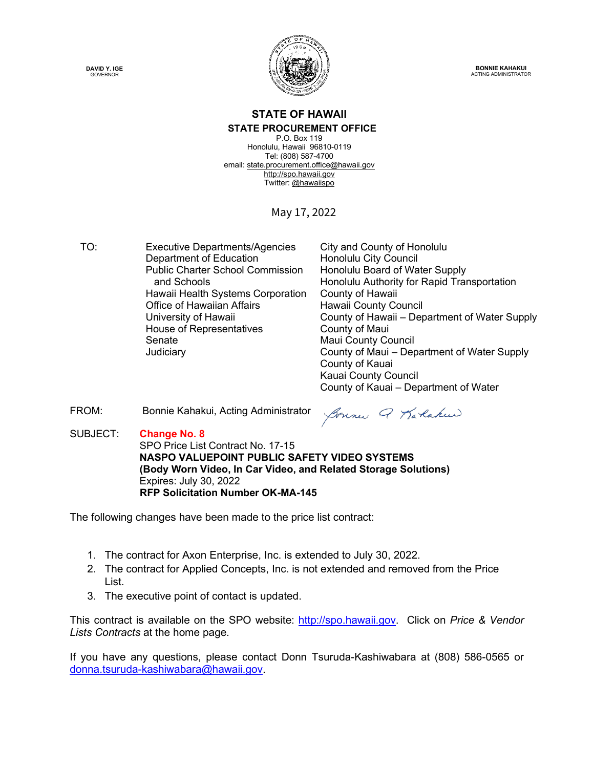**DAVID Y. IGE**
GOVERNOR

**BONNIE KAHAKUI**
ACTING ADMINISTRATOR

## STATE OF HAWAII
### STATE PROCUREMENT OFFICE

P.O. Box 119
Honolulu, Hawaii 96810-0119
Tel: (808) 587-4700
email: state.procurement.office@hawaii.gov
http://spo.hawaii.gov
Twitter: @hawaiispo

May 17, 2022

TO:

Executive Departments/Agencies
Department of Education
Public Charter School Commission and Schools
Hawaii Health Systems Corporation
Office of Hawaiian Affairs
University of Hawaii
House of Representatives
Senate
Judiciary
City and County of Honolulu
Honolulu City Council
Honolulu Board of Water Supply
Honolulu Authority for Rapid Transportation
County of Hawaii
Hawaii County Council
County of Hawaii – Department of Water Supply
County of Maui
Maui County Council
County of Maui – Department of Water Supply
County of Kauai
Kauai County Council
County of Kauai – Department of Water

FROM: Bonnie Kahakui, Acting Administrator

SUBJECT: **Change No. 8**
SPO Price List Contract No. 17-15
**NASPO VALUEPOINT PUBLIC SAFETY VIDEO SYSTEMS**
**(Body Worn Video, In Car Video, and Related Storage Solutions)**
Expires: July 30, 2022
**RFP Solicitation Number OK-MA-145**

The following changes have been made to the price list contract:

1. The contract for Axon Enterprise, Inc. is extended to July 30, 2022.
2. The contract for Applied Concepts, Inc. is not extended and removed from the Price List.
3. The executive point of contact is updated.

This contract is available on the SPO website: http://spo.hawaii.gov. Click on *Price & Vendor Lists Contracts* at the home page.

If you have any questions, please contact Donn Tsuruda-Kashiwabara at (808) 586-0565 or donna.tsuruda-kashiwabara@hawaii.gov.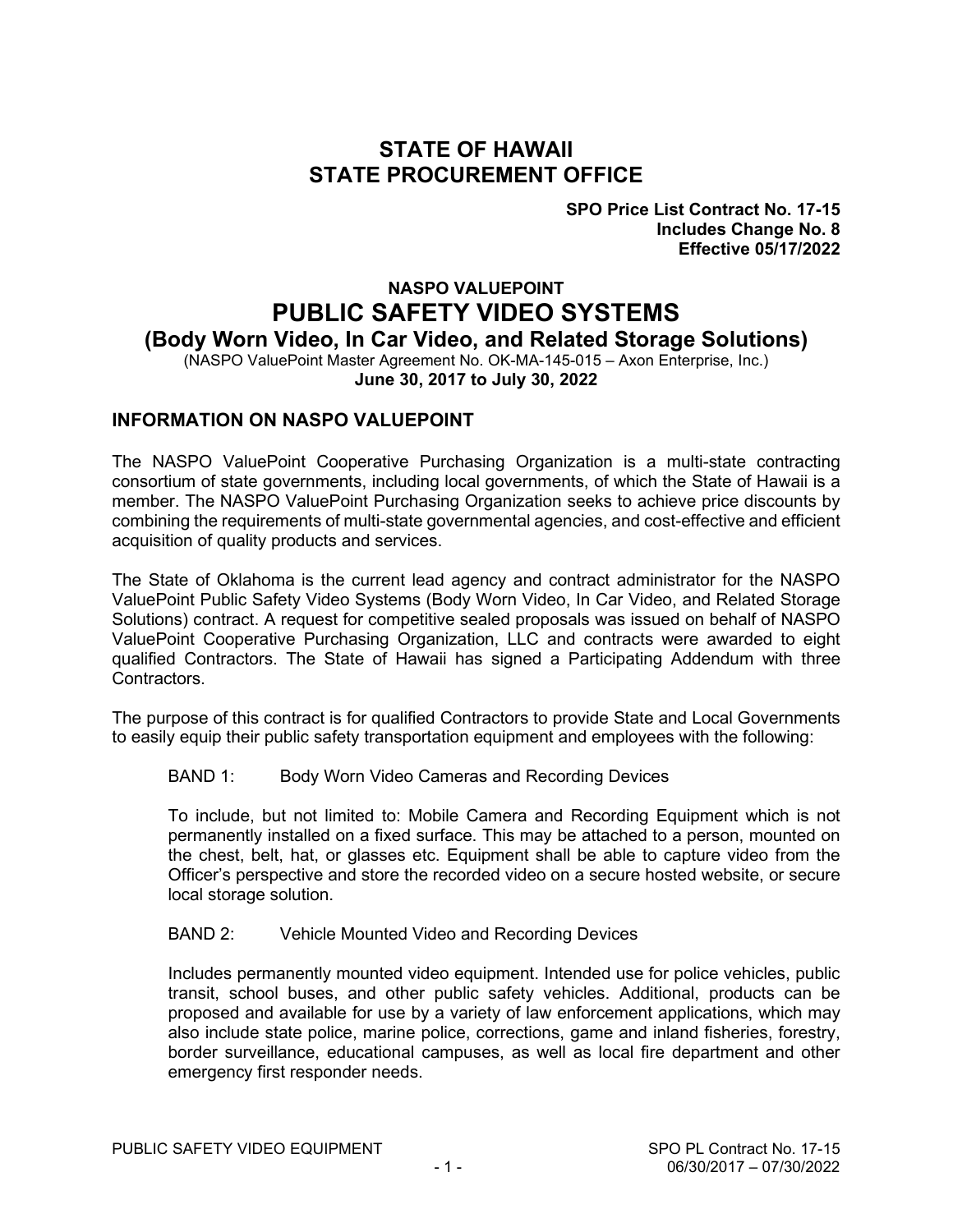# STATE OF HAWAII
# STATE PROCUREMENT OFFICE

**SPO Price List Contract No. 17-15**
**Includes Change No. 8**
**Effective 05/17/2022**

## NASPO VALUEPOINT
# PUBLIC SAFETY VIDEO SYSTEMS
### (Body Worn Video, In Car Video, and Related Storage Solutions)

(NASPO ValuePoint Master Agreement No. OK-MA-145-015 – Axon Enterprise, Inc.)
**June 30, 2017 to July 30, 2022**

## INFORMATION ON NASPO VALUEPOINT

The NASPO ValuePoint Cooperative Purchasing Organization is a multi-state contracting consortium of state governments, including local governments, of which the State of Hawaii is a member. The NASPO ValuePoint Purchasing Organization seeks to achieve price discounts by combining the requirements of multi-state governmental agencies, and cost-effective and efficient acquisition of quality products and services.

The State of Oklahoma is the current lead agency and contract administrator for the NASPO ValuePoint Public Safety Video Systems (Body Worn Video, In Car Video, and Related Storage Solutions) contract. A request for competitive sealed proposals was issued on behalf of NASPO ValuePoint Cooperative Purchasing Organization, LLC and contracts were awarded to eight qualified Contractors. The State of Hawaii has signed a Participating Addendum with three Contractors.

The purpose of this contract is for qualified Contractors to provide State and Local Governments to easily equip their public safety transportation equipment and employees with the following:

BAND 1: Body Worn Video Cameras and Recording Devices

To include, but not limited to: Mobile Camera and Recording Equipment which is not permanently installed on a fixed surface. This may be attached to a person, mounted on the chest, belt, hat, or glasses etc. Equipment shall be able to capture video from the Officer's perspective and store the recorded video on a secure hosted website, or secure local storage solution.

BAND 2: Vehicle Mounted Video and Recording Devices

Includes permanently mounted video equipment. Intended use for police vehicles, public transit, school buses, and other public safety vehicles. Additional, products can be proposed and available for use by a variety of law enforcement applications, which may also include state police, marine police, corrections, game and inland fisheries, forestry, border surveillance, educational campuses, as well as local fire department and other emergency first responder needs.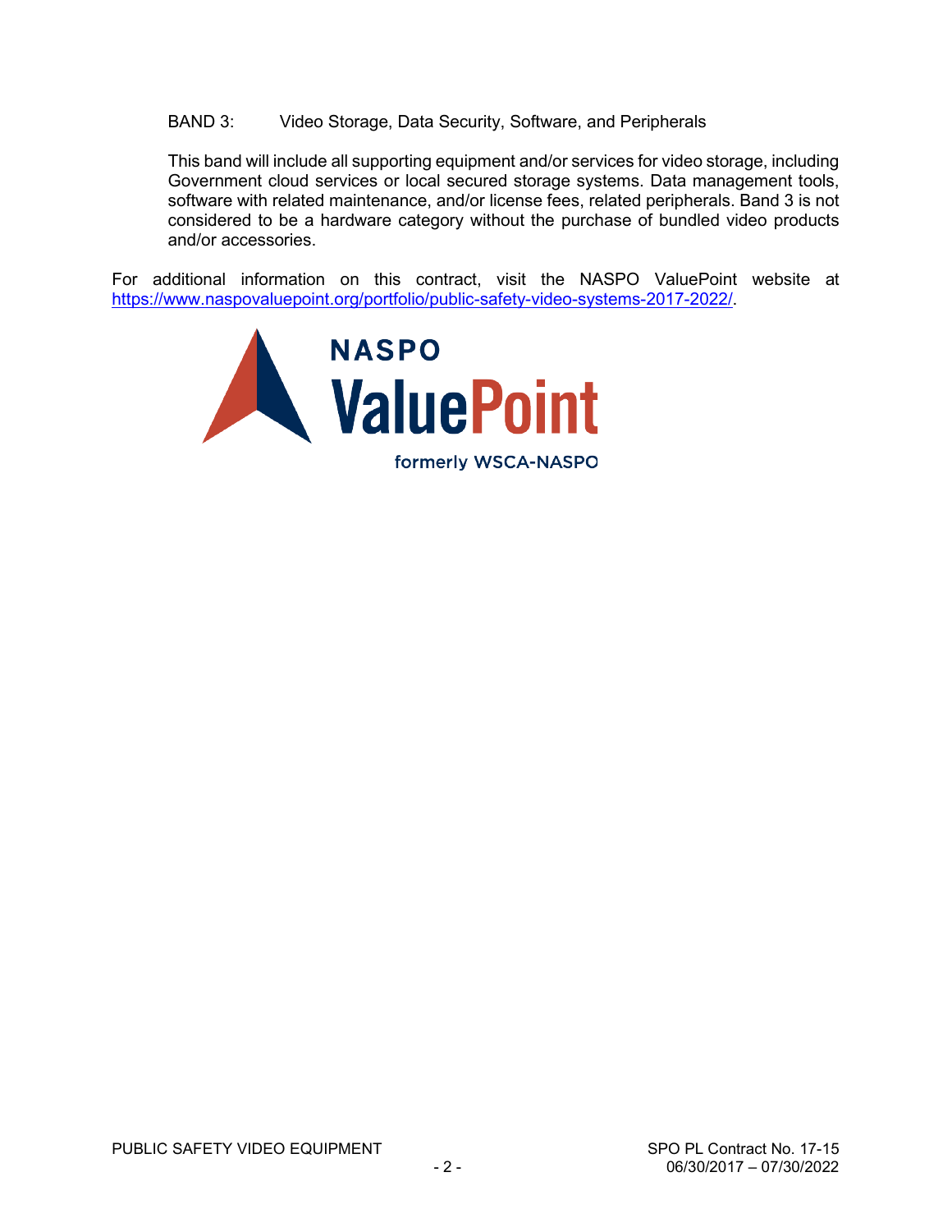BAND 3: Video Storage, Data Security, Software, and Peripherals

This band will include all supporting equipment and/or services for video storage, including Government cloud services or local secured storage systems. Data management tools, software with related maintenance, and/or license fees, related peripherals. Band 3 is not considered to be a hardware category without the purchase of bundled video products and/or accessories.

For additional information on this contract, visit the NASPO ValuePoint website at https://www.naspovaluepoint.org/portfolio/public-safety-video-systems-2017-2022/.

NASPO ValuePoint formerly WSCA-NASPO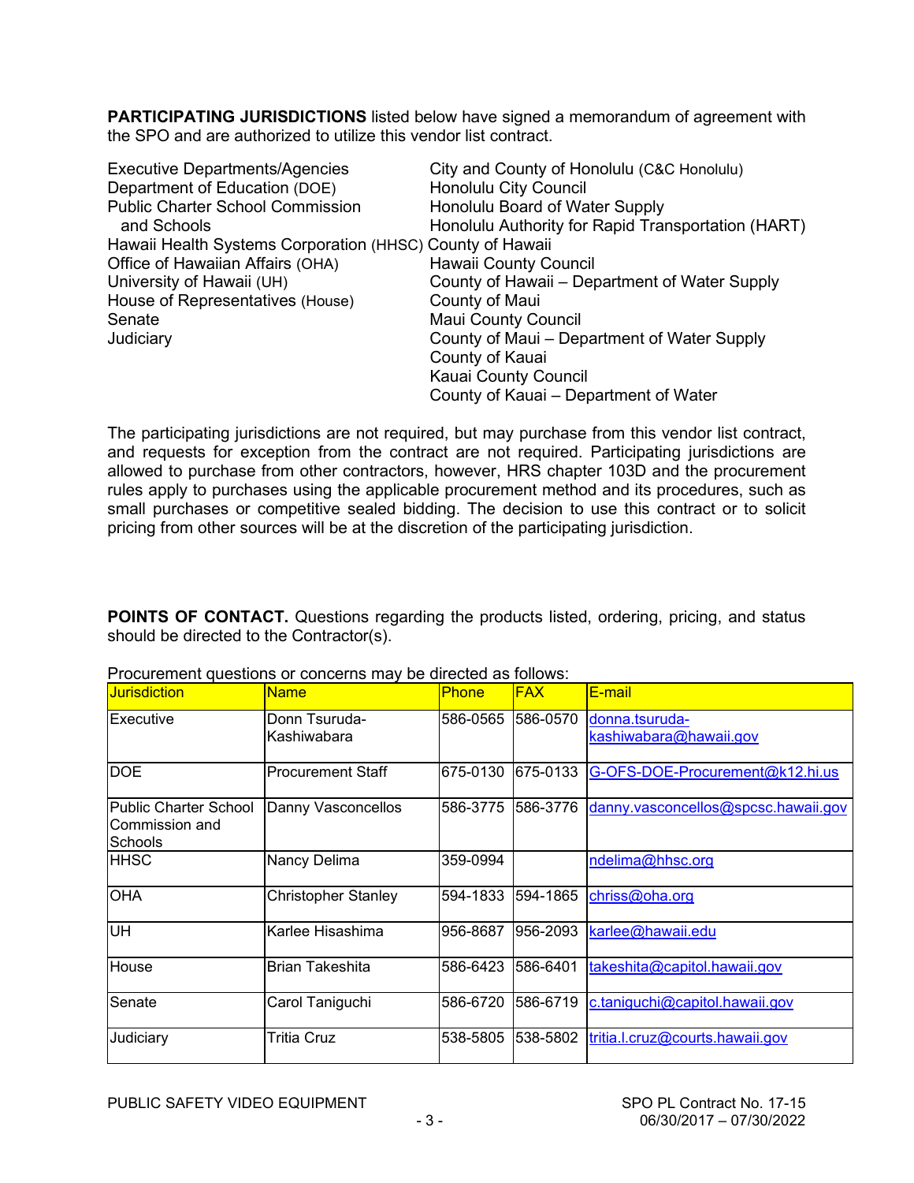**PARTICIPATING JURISDICTIONS** listed below have signed a memorandum of agreement with the SPO and are authorized to utilize this vendor list contract.

Executive Departments/Agencies
Department of Education (DOE)
Public Charter School Commission and Schools
Hawaii Health Systems Corporation (HHSC)
Office of Hawaiian Affairs (OHA)
University of Hawaii (UH)
House of Representatives (House)
Senate
Judiciary

City and County of Honolulu (C&C Honolulu)
Honolulu City Council
Honolulu Board of Water Supply
Honolulu Authority for Rapid Transportation (HART)
County of Hawaii
Hawaii County Council
County of Hawaii – Department of Water Supply
County of Maui
Maui County Council
County of Maui – Department of Water Supply
County of Kauai
Kauai County Council
County of Kauai – Department of Water

The participating jurisdictions are not required, but may purchase from this vendor list contract, and requests for exception from the contract are not required. Participating jurisdictions are allowed to purchase from other contractors, however, HRS chapter 103D and the procurement rules apply to purchases using the applicable procurement method and its procedures, such as small purchases or competitive sealed bidding. The decision to use this contract or to solicit pricing from other sources will be at the discretion of the participating jurisdiction.

**POINTS OF CONTACT.** Questions regarding the products listed, ordering, pricing, and status should be directed to the Contractor(s).

Procurement questions or concerns may be directed as follows:

| Jurisdiction | Name | Phone | FAX | E-mail |
|---|---|---|---|---|
| Executive | Donn Tsuruda-Kashiwabara | 586-0565 | 586-0570 | donna.tsuruda-kashiwabara@hawaii.gov |
| DOE | Procurement Staff | 675-0130 | 675-0133 | G-OFS-DOE-Procurement@k12.hi.us |
| Public Charter School Commission and Schools | Danny Vasconcellos | 586-3775 | 586-3776 | danny.vasconcellos@spcsc.hawaii.gov |
| HHSC | Nancy Delima | 359-0994 | | ndelima@hhsc.org |
| OHA | Christopher Stanley | 594-1833 | 594-1865 | chriss@oha.org |
| UH | Karlee Hisashima | 956-8687 | 956-2093 | karlee@hawaii.edu |
| House | Brian Takeshita | 586-6423 | 586-6401 | takeshita@capitol.hawaii.gov |
| Senate | Carol Taniguchi | 586-6720 | 586-6719 | c.taniguchi@capitol.hawaii.gov |
| Judiciary | Tritia Cruz | 538-5805 | 538-5802 | tritia.l.cruz@courts.hawaii.gov |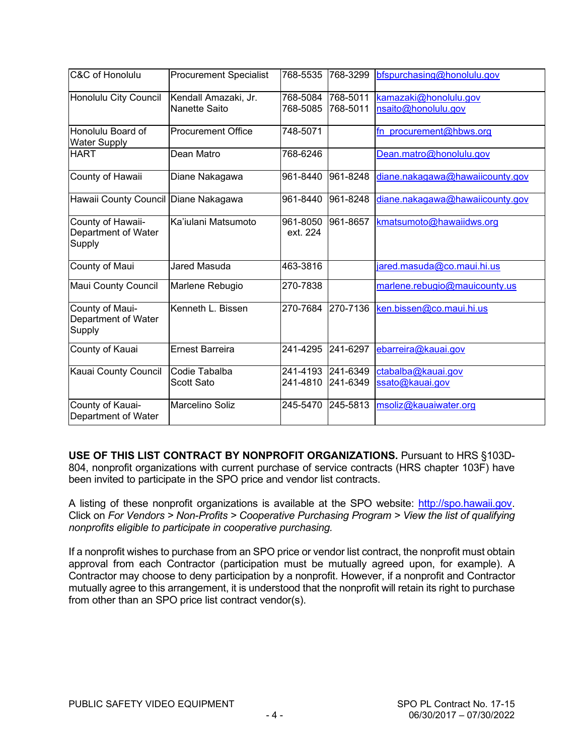| | | | | |
|---|---|---|---|---|
| C&C of Honolulu | Procurement Specialist | 768-5535 | 768-3299 | bfspurchasing@honolulu.gov |
| Honolulu City Council | Kendall Amazaki, Jr.<br>Nanette Saito | 768-5084<br>768-5085 | 768-5011<br>768-5011 | kamazaki@honolulu.gov<br>nsaito@honolulu.gov |
| Honolulu Board of Water Supply | Procurement Office | 748-5071 | | fn_procurement@hbws.org |
| HART | Dean Matro | 768-6246 | | Dean.matro@honolulu.gov |
| County of Hawaii | Diane Nakagawa | 961-8440 | 961-8248 | diane.nakagawa@hawaiicounty.gov |
| Hawaii County Council | Diane Nakagawa | 961-8440 | 961-8248 | diane.nakagawa@hawaiicounty.gov |
| County of Hawaii-Department of Water Supply | Ka'iulani Matsumoto | 961-8050 ext. 224 | 961-8657 | kmatsumoto@hawaiidws.org |
| County of Maui | Jared Masuda | 463-3816 | | jared.masuda@co.maui.hi.us |
| Maui County Council | Marlene Rebugio | 270-7838 | | marlene.rebugio@mauicounty.us |
| County of Maui-Department of Water Supply | Kenneth L. Bissen | 270-7684 | 270-7136 | ken.bissen@co.maui.hi.us |
| County of Kauai | Ernest Barreira | 241-4295 | 241-6297 | ebarreira@kauai.gov |
| Kauai County Council | Codie Tabalba<br>Scott Sato | 241-4193<br>241-4810 | 241-6349<br>241-6349 | ctabalba@kauai.gov<br>ssato@kauai.gov |
| County of Kauai-Department of Water | Marcelino Soliz | 245-5470 | 245-5813 | msoliz@kauaiwater.org |

**USE OF THIS LIST CONTRACT BY NONPROFIT ORGANIZATIONS.** Pursuant to HRS §103D-804, nonprofit organizations with current purchase of service contracts (HRS chapter 103F) have been invited to participate in the SPO price and vendor list contracts.

A listing of these nonprofit organizations is available at the SPO website: http://spo.hawaii.gov. Click on *For Vendors > Non-Profits > Cooperative Purchasing Program > View the list of qualifying nonprofits eligible to participate in cooperative purchasing.*

If a nonprofit wishes to purchase from an SPO price or vendor list contract, the nonprofit must obtain approval from each Contractor (participation must be mutually agreed upon, for example). A Contractor may choose to deny participation by a nonprofit. However, if a nonprofit and Contractor mutually agree to this arrangement, it is understood that the nonprofit will retain its right to purchase from other than an SPO price list contract vendor(s).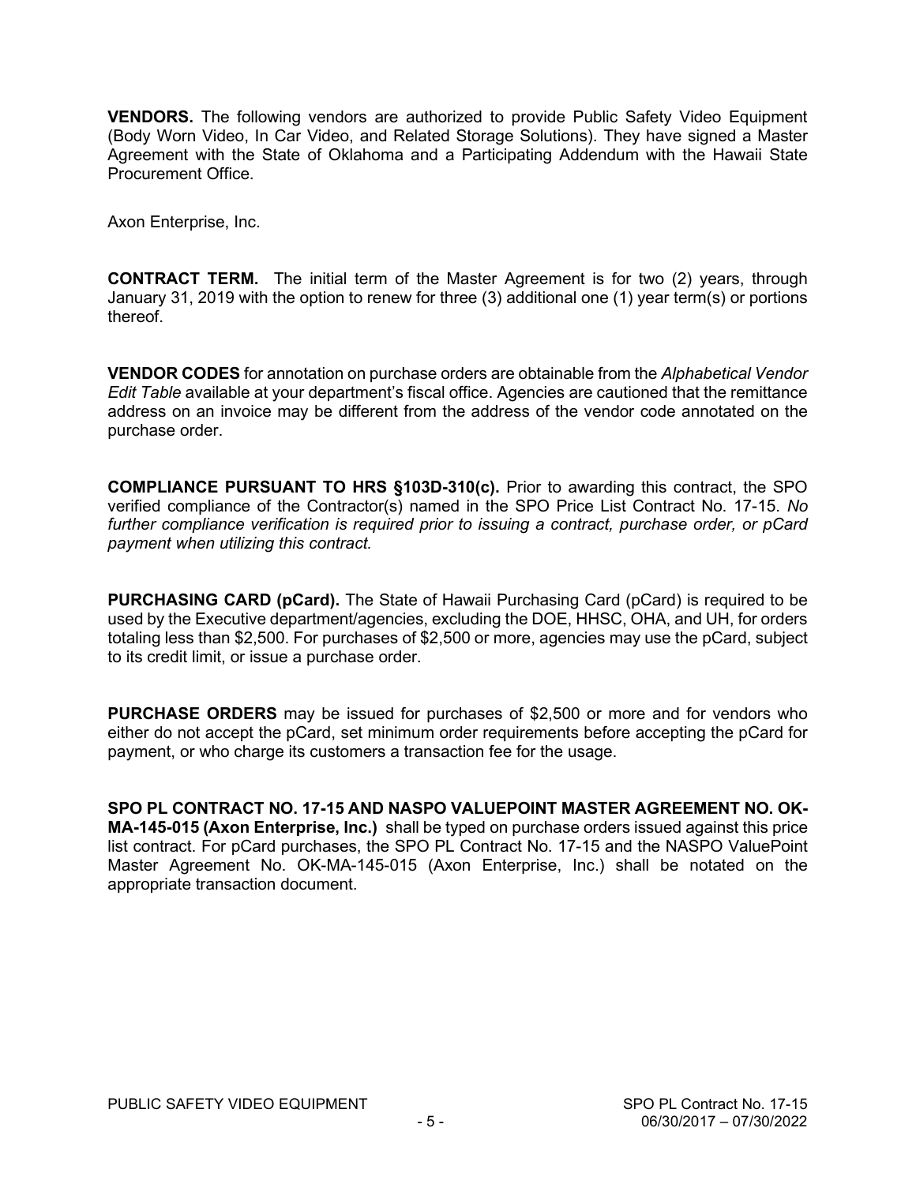**VENDORS.** The following vendors are authorized to provide Public Safety Video Equipment (Body Worn Video, In Car Video, and Related Storage Solutions). They have signed a Master Agreement with the State of Oklahoma and a Participating Addendum with the Hawaii State Procurement Office.

Axon Enterprise, Inc.

**CONTRACT TERM.** The initial term of the Master Agreement is for two (2) years, through January 31, 2019 with the option to renew for three (3) additional one (1) year term(s) or portions thereof.

**VENDOR CODES** for annotation on purchase orders are obtainable from the *Alphabetical Vendor Edit Table* available at your department's fiscal office. Agencies are cautioned that the remittance address on an invoice may be different from the address of the vendor code annotated on the purchase order.

**COMPLIANCE PURSUANT TO HRS §103D-310(c).** Prior to awarding this contract, the SPO verified compliance of the Contractor(s) named in the SPO Price List Contract No. 17-15. *No further compliance verification is required prior to issuing a contract, purchase order, or pCard payment when utilizing this contract.*

**PURCHASING CARD (pCard).** The State of Hawaii Purchasing Card (pCard) is required to be used by the Executive department/agencies, excluding the DOE, HHSC, OHA, and UH, for orders totaling less than $2,500. For purchases of $2,500 or more, agencies may use the pCard, subject to its credit limit, or issue a purchase order.

**PURCHASE ORDERS** may be issued for purchases of $2,500 or more and for vendors who either do not accept the pCard, set minimum order requirements before accepting the pCard for payment, or who charge its customers a transaction fee for the usage.

**SPO PL CONTRACT NO. 17-15 AND NASPO VALUEPOINT MASTER AGREEMENT NO. OK-MA-145-015 (Axon Enterprise, Inc.)** shall be typed on purchase orders issued against this price list contract. For pCard purchases, the SPO PL Contract No. 17-15 and the NASPO ValuePoint Master Agreement No. OK-MA-145-015 (Axon Enterprise, Inc.) shall be notated on the appropriate transaction document.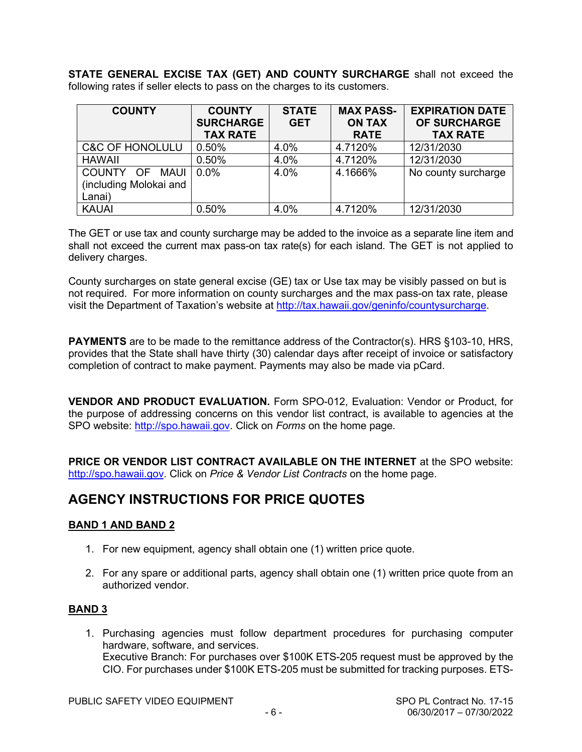**STATE GENERAL EXCISE TAX (GET) AND COUNTY SURCHARGE** shall not exceed the following rates if seller elects to pass on the charges to its customers.

| COUNTY | COUNTY SURCHARGE TAX RATE | STATE GET | MAX PASS-ON TAX RATE | EXPIRATION DATE OF SURCHARGE TAX RATE |
|---|---|---|---|---|
| C&C OF HONOLULU | 0.50% | 4.0% | 4.7120% | 12/31/2030 |
| HAWAII | 0.50% | 4.0% | 4.7120% | 12/31/2030 |
| COUNTY OF MAUI (including Molokai and Lanai) | 0.0% | 4.0% | 4.1666% | No county surcharge |
| KAUAI | 0.50% | 4.0% | 4.7120% | 12/31/2030 |

The GET or use tax and county surcharge may be added to the invoice as a separate line item and shall not exceed the current max pass-on tax rate(s) for each island. The GET is not applied to delivery charges.

County surcharges on state general excise (GE) tax or Use tax may be visibly passed on but is not required. For more information on county surcharges and the max pass-on tax rate, please visit the Department of Taxation's website at http://tax.hawaii.gov/geninfo/countysurcharge.

**PAYMENTS** are to be made to the remittance address of the Contractor(s). HRS §103-10, HRS, provides that the State shall have thirty (30) calendar days after receipt of invoice or satisfactory completion of contract to make payment. Payments may also be made via pCard.

**VENDOR AND PRODUCT EVALUATION.** Form SPO-012, Evaluation: Vendor or Product, for the purpose of addressing concerns on this vendor list contract, is available to agencies at the SPO website: http://spo.hawaii.gov. Click on *Forms* on the home page.

**PRICE OR VENDOR LIST CONTRACT AVAILABLE ON THE INTERNET** at the SPO website: http://spo.hawaii.gov. Click on *Price & Vendor List Contracts* on the home page.

## AGENCY INSTRUCTIONS FOR PRICE QUOTES

### BAND 1 AND BAND 2

1. For new equipment, agency shall obtain one (1) written price quote.
2. For any spare or additional parts, agency shall obtain one (1) written price quote from an authorized vendor.

### BAND 3

1. Purchasing agencies must follow department procedures for purchasing computer hardware, software, and services.
   Executive Branch: For purchases over $100K ETS-205 request must be approved by the CIO. For purchases under $100K ETS-205 must be submitted for tracking purposes. ETS-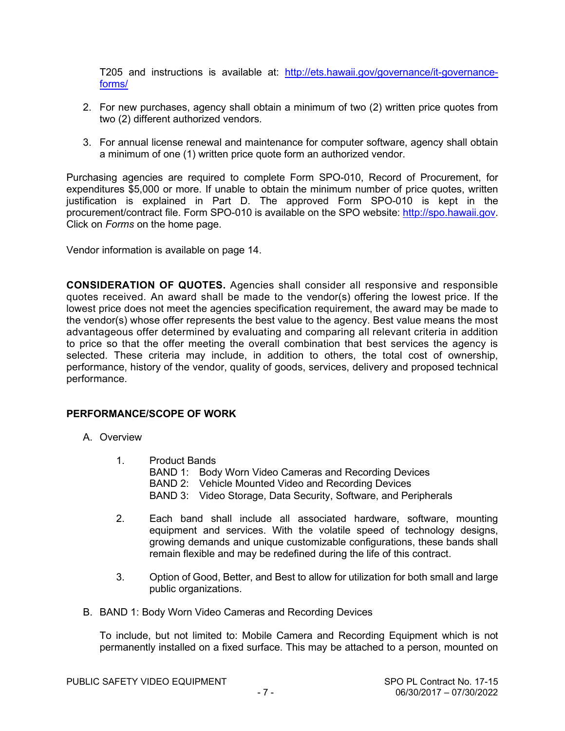T205 and instructions is available at: http://ets.hawaii.gov/governance/it-governance-forms/

2. For new purchases, agency shall obtain a minimum of two (2) written price quotes from two (2) different authorized vendors.

3. For annual license renewal and maintenance for computer software, agency shall obtain a minimum of one (1) written price quote form an authorized vendor.

Purchasing agencies are required to complete Form SPO-010, Record of Procurement, for expenditures $5,000 or more. If unable to obtain the minimum number of price quotes, written justification is explained in Part D. The approved Form SPO-010 is kept in the procurement/contract file. Form SPO-010 is available on the SPO website: http://spo.hawaii.gov. Click on *Forms* on the home page.

Vendor information is available on page 14.

**CONSIDERATION OF QUOTES.** Agencies shall consider all responsive and responsible quotes received. An award shall be made to the vendor(s) offering the lowest price. If the lowest price does not meet the agencies specification requirement, the award may be made to the vendor(s) whose offer represents the best value to the agency. Best value means the most advantageous offer determined by evaluating and comparing all relevant criteria in addition to price so that the offer meeting the overall combination that best services the agency is selected. These criteria may include, in addition to others, the total cost of ownership, performance, history of the vendor, quality of goods, services, delivery and proposed technical performance.

## PERFORMANCE/SCOPE OF WORK

A. Overview

1. Product Bands
   BAND 1: Body Worn Video Cameras and Recording Devices
   BAND 2: Vehicle Mounted Video and Recording Devices
   BAND 3: Video Storage, Data Security, Software, and Peripherals

2. Each band shall include all associated hardware, software, mounting equipment and services. With the volatile speed of technology designs, growing demands and unique customizable configurations, these bands shall remain flexible and may be redefined during the life of this contract.

3. Option of Good, Better, and Best to allow for utilization for both small and large public organizations.

B. BAND 1: Body Worn Video Cameras and Recording Devices

To include, but not limited to: Mobile Camera and Recording Equipment which is not permanently installed on a fixed surface. This may be attached to a person, mounted on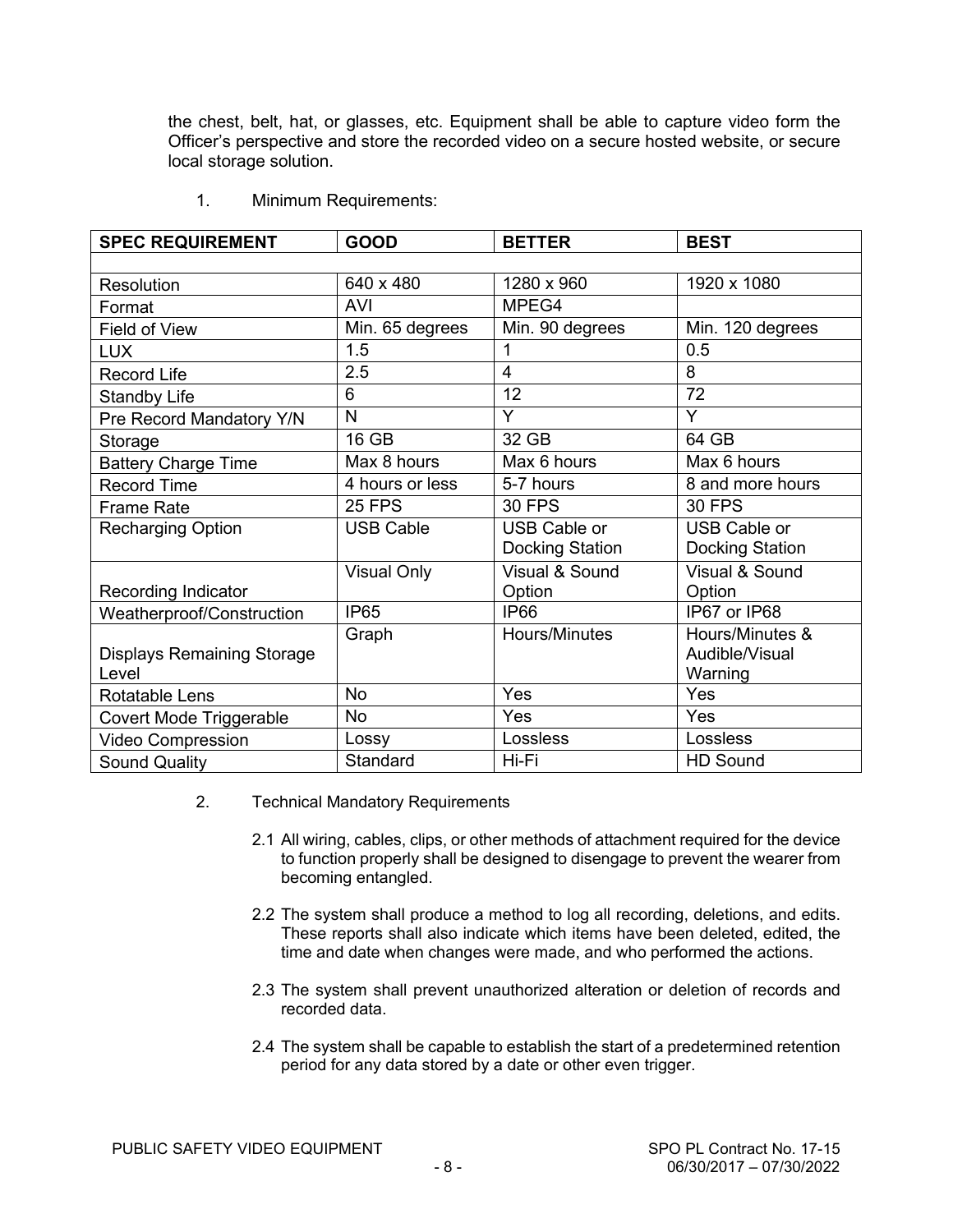the chest, belt, hat, or glasses, etc. Equipment shall be able to capture video form the Officer's perspective and store the recorded video on a secure hosted website, or secure local storage solution.

1. Minimum Requirements:

| SPEC REQUIREMENT | GOOD | BETTER | BEST |
|---|---|---|---|
| | | | |
| Resolution | 640 x 480 | 1280 x 960 | 1920 x 1080 |
| Format | AVI | MPEG4 | |
| Field of View | Min. 65 degrees | Min. 90 degrees | Min. 120 degrees |
| LUX | 1.5 | 1 | 0.5 |
| Record Life | 2.5 | 4 | 8 |
| Standby Life | 6 | 12 | 72 |
| Pre Record Mandatory Y/N | N | Y | Y |
| Storage | 16 GB | 32 GB | 64 GB |
| Battery Charge Time | Max 8 hours | Max 6 hours | Max 6 hours |
| Record Time | 4 hours or less | 5-7 hours | 8 and more hours |
| Frame Rate | 25 FPS | 30 FPS | 30 FPS |
| Recharging Option | USB Cable | USB Cable or Docking Station | USB Cable or Docking Station |
| Recording Indicator | Visual Only | Visual & Sound Option | Visual & Sound Option |
| Weatherproof/Construction | IP65 | IP66 | IP67 or IP68 |
| Displays Remaining Storage Level | Graph | Hours/Minutes | Hours/Minutes & Audible/Visual Warning |
| Rotatable Lens | No | Yes | Yes |
| Covert Mode Triggerable | No | Yes | Yes |
| Video Compression | Lossy | Lossless | Lossless |
| Sound Quality | Standard | Hi-Fi | HD Sound |

2. Technical Mandatory Requirements

2.1 All wiring, cables, clips, or other methods of attachment required for the device to function properly shall be designed to disengage to prevent the wearer from becoming entangled.

2.2 The system shall produce a method to log all recording, deletions, and edits. These reports shall also indicate which items have been deleted, edited, the time and date when changes were made, and who performed the actions.

2.3 The system shall prevent unauthorized alteration or deletion of records and recorded data.

2.4 The system shall be capable to establish the start of a predetermined retention period for any data stored by a date or other even trigger.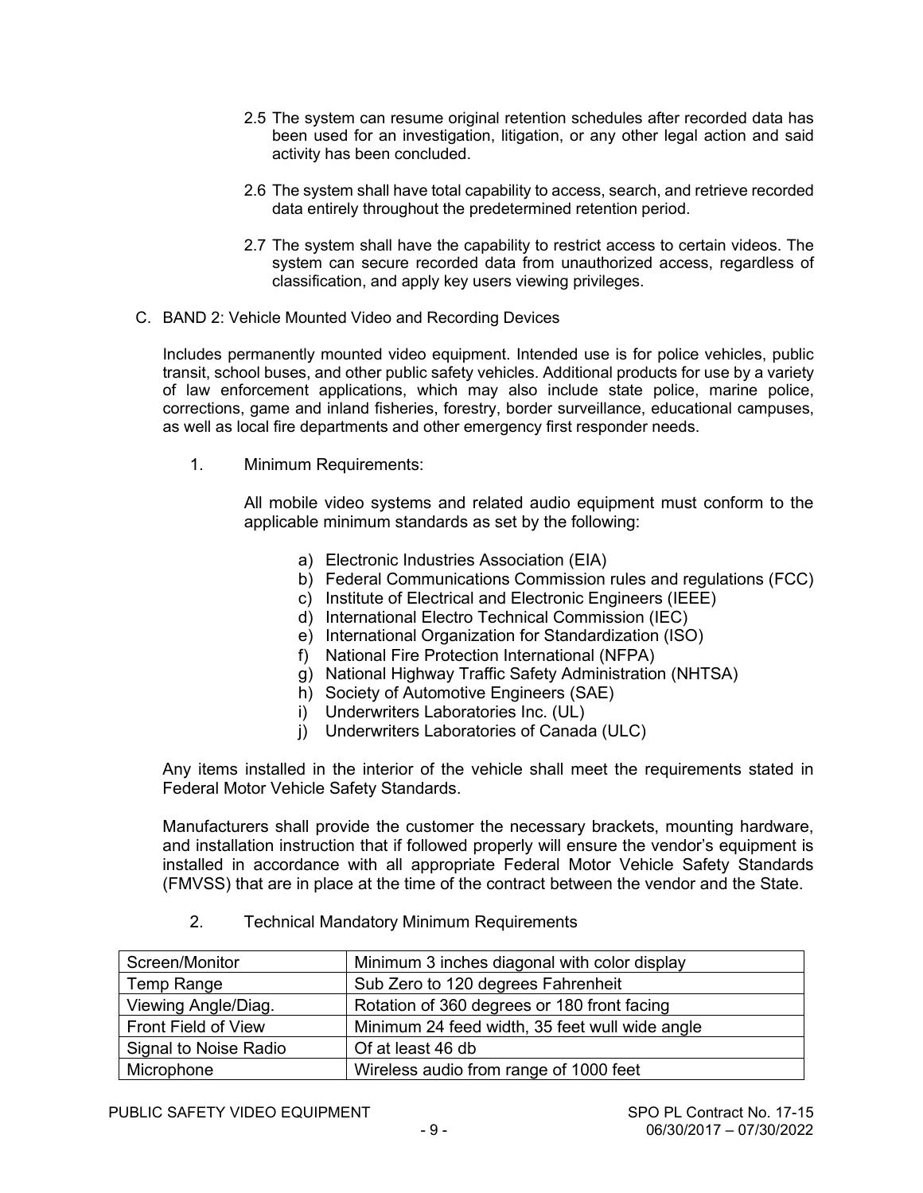2.5 The system can resume original retention schedules after recorded data has been used for an investigation, litigation, or any other legal action and said activity has been concluded.

2.6 The system shall have total capability to access, search, and retrieve recorded data entirely throughout the predetermined retention period.

2.7 The system shall have the capability to restrict access to certain videos. The system can secure recorded data from unauthorized access, regardless of classification, and apply key users viewing privileges.

C. BAND 2: Vehicle Mounted Video and Recording Devices

Includes permanently mounted video equipment. Intended use is for police vehicles, public transit, school buses, and other public safety vehicles. Additional products for use by a variety of law enforcement applications, which may also include state police, marine police, corrections, game and inland fisheries, forestry, border surveillance, educational campuses, as well as local fire departments and other emergency first responder needs.

1. Minimum Requirements:

   All mobile video systems and related audio equipment must conform to the applicable minimum standards as set by the following:

   a) Electronic Industries Association (EIA)
   b) Federal Communications Commission rules and regulations (FCC)
   c) Institute of Electrical and Electronic Engineers (IEEE)
   d) International Electro Technical Commission (IEC)
   e) International Organization for Standardization (ISO)
   f) National Fire Protection International (NFPA)
   g) National Highway Traffic Safety Administration (NHTSA)
   h) Society of Automotive Engineers (SAE)
   i) Underwriters Laboratories Inc. (UL)
   j) Underwriters Laboratories of Canada (ULC)

Any items installed in the interior of the vehicle shall meet the requirements stated in Federal Motor Vehicle Safety Standards.

Manufacturers shall provide the customer the necessary brackets, mounting hardware, and installation instruction that if followed properly will ensure the vendor's equipment is installed in accordance with all appropriate Federal Motor Vehicle Safety Standards (FMVSS) that are in place at the time of the contract between the vendor and the State.

2. Technical Mandatory Minimum Requirements

| Screen/Monitor | Minimum 3 inches diagonal with color display |
|---|---|
| Temp Range | Sub Zero to 120 degrees Fahrenheit |
| Viewing Angle/Diag. | Rotation of 360 degrees or 180 front facing |
| Front Field of View | Minimum 24 feed width, 35 feet wull wide angle |
| Signal to Noise Radio | Of at least 46 db |
| Microphone | Wireless audio from range of 1000 feet |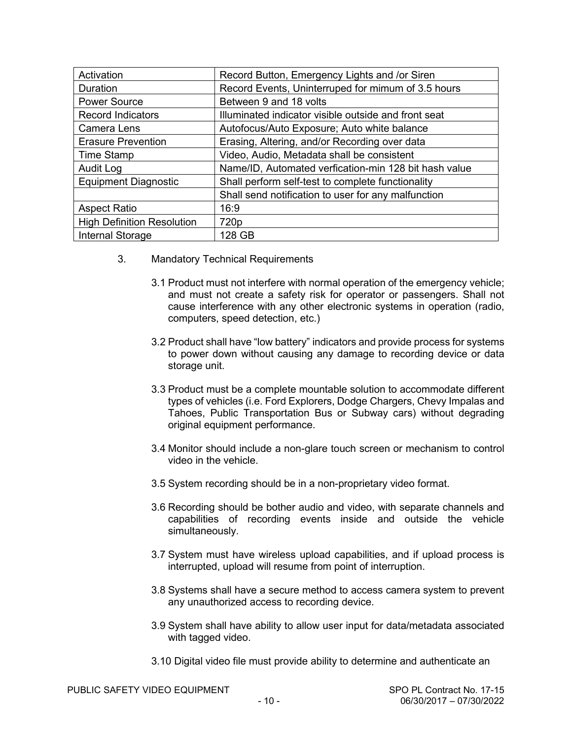| Activation | Record Button, Emergency Lights and /or Siren |
|---|---|
| Duration | Record Events, Uninterruped for mimum of 3.5 hours |
| Power Source | Between 9 and 18 volts |
| Record Indicators | Illuminated indicator visible outside and front seat |
| Camera Lens | Autofocus/Auto Exposure; Auto white balance |
| Erasure Prevention | Erasing, Altering, and/or Recording over data |
| Time Stamp | Video, Audio, Metadata shall be consistent |
| Audit Log | Name/ID, Automated verfication-min 128 bit hash value |
| Equipment Diagnostic | Shall perform self-test to complete functionality |
| | Shall send notification to user for any malfunction |
| Aspect Ratio | 16:9 |
| High Definition Resolution | 720p |
| Internal Storage | 128 GB |

3. Mandatory Technical Requirements

3.1 Product must not interfere with normal operation of the emergency vehicle; and must not create a safety risk for operator or passengers. Shall not cause interference with any other electronic systems in operation (radio, computers, speed detection, etc.)

3.2 Product shall have “low battery” indicators and provide process for systems to power down without causing any damage to recording device or data storage unit.

3.3 Product must be a complete mountable solution to accommodate different types of vehicles (i.e. Ford Explorers, Dodge Chargers, Chevy Impalas and Tahoes, Public Transportation Bus or Subway cars) without degrading original equipment performance.

3.4 Monitor should include a non-glare touch screen or mechanism to control video in the vehicle.

3.5 System recording should be in a non-proprietary video format.

3.6 Recording should be bother audio and video, with separate channels and capabilities of recording events inside and outside the vehicle simultaneously.

3.7 System must have wireless upload capabilities, and if upload process is interrupted, upload will resume from point of interruption.

3.8 Systems shall have a secure method to access camera system to prevent any unauthorized access to recording device.

3.9 System shall have ability to allow user input for data/metadata associated with tagged video.

3.10 Digital video file must provide ability to determine and authenticate an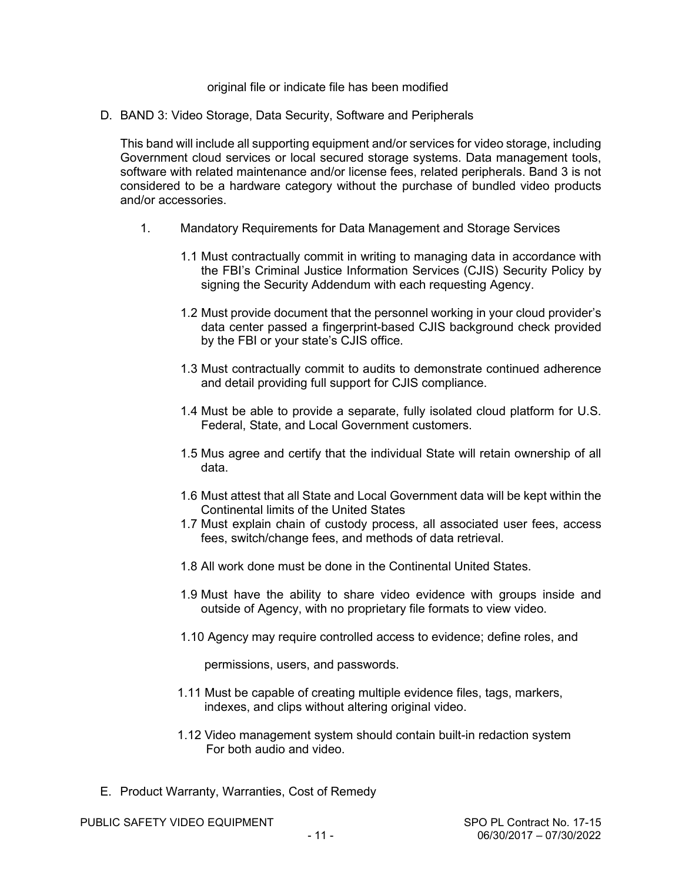original file or indicate file has been modified

D. BAND 3: Video Storage, Data Security, Software and Peripherals

This band will include all supporting equipment and/or services for video storage, including Government cloud services or local secured storage systems. Data management tools, software with related maintenance and/or license fees, related peripherals. Band 3 is not considered to be a hardware category without the purchase of bundled video products and/or accessories.

1. Mandatory Requirements for Data Management and Storage Services

   1.1 Must contractually commit in writing to managing data in accordance with the FBI's Criminal Justice Information Services (CJIS) Security Policy by signing the Security Addendum with each requesting Agency.

   1.2 Must provide document that the personnel working in your cloud provider's data center passed a fingerprint-based CJIS background check provided by the FBI or your state's CJIS office.

   1.3 Must contractually commit to audits to demonstrate continued adherence and detail providing full support for CJIS compliance.

   1.4 Must be able to provide a separate, fully isolated cloud platform for U.S. Federal, State, and Local Government customers.

   1.5 Mus agree and certify that the individual State will retain ownership of all data.

   1.6 Must attest that all State and Local Government data will be kept within the Continental limits of the United States

   1.7 Must explain chain of custody process, all associated user fees, access fees, switch/change fees, and methods of data retrieval.

   1.8 All work done must be done in the Continental United States.

   1.9 Must have the ability to share video evidence with groups inside and outside of Agency, with no proprietary file formats to view video.

   1.10 Agency may require controlled access to evidence; define roles, and permissions, users, and passwords.

   1.11 Must be capable of creating multiple evidence files, tags, markers, indexes, and clips without altering original video.

   1.12 Video management system should contain built-in redaction system For both audio and video.

E. Product Warranty, Warranties, Cost of Remedy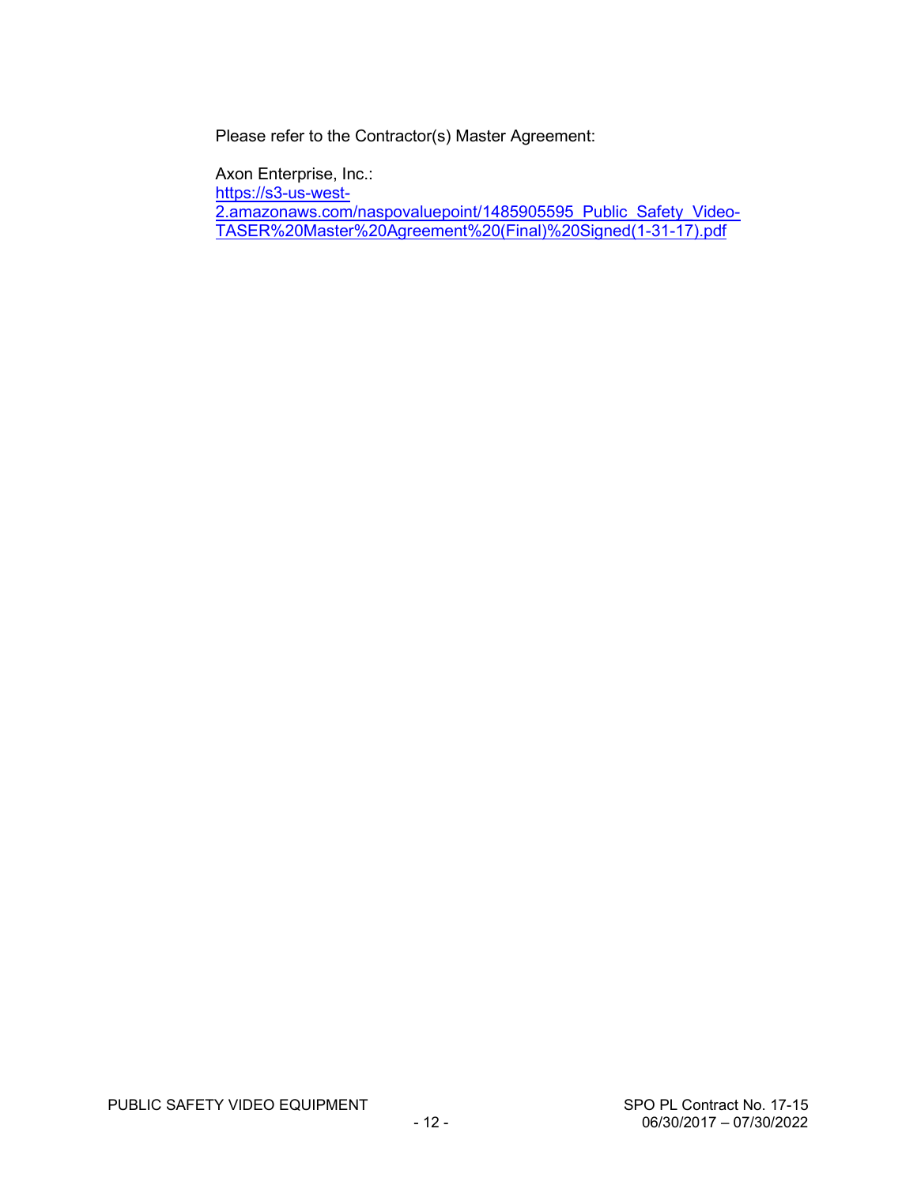Please refer to the Contractor(s) Master Agreement:

Axon Enterprise, Inc.:
[https://s3-us-west-2.amazonaws.com/naspovaluepoint/1485905595_Public_Safety_Video-TASER%20Master%20Agreement%20(Final)%20Signed(1-31-17).pdf](https://s3-us-west-2.amazonaws.com/naspovaluepoint/1485905595_Public_Safety_Video-TASER%20Master%20Agreement%20(Final)%20Signed(1-31-17).pdf)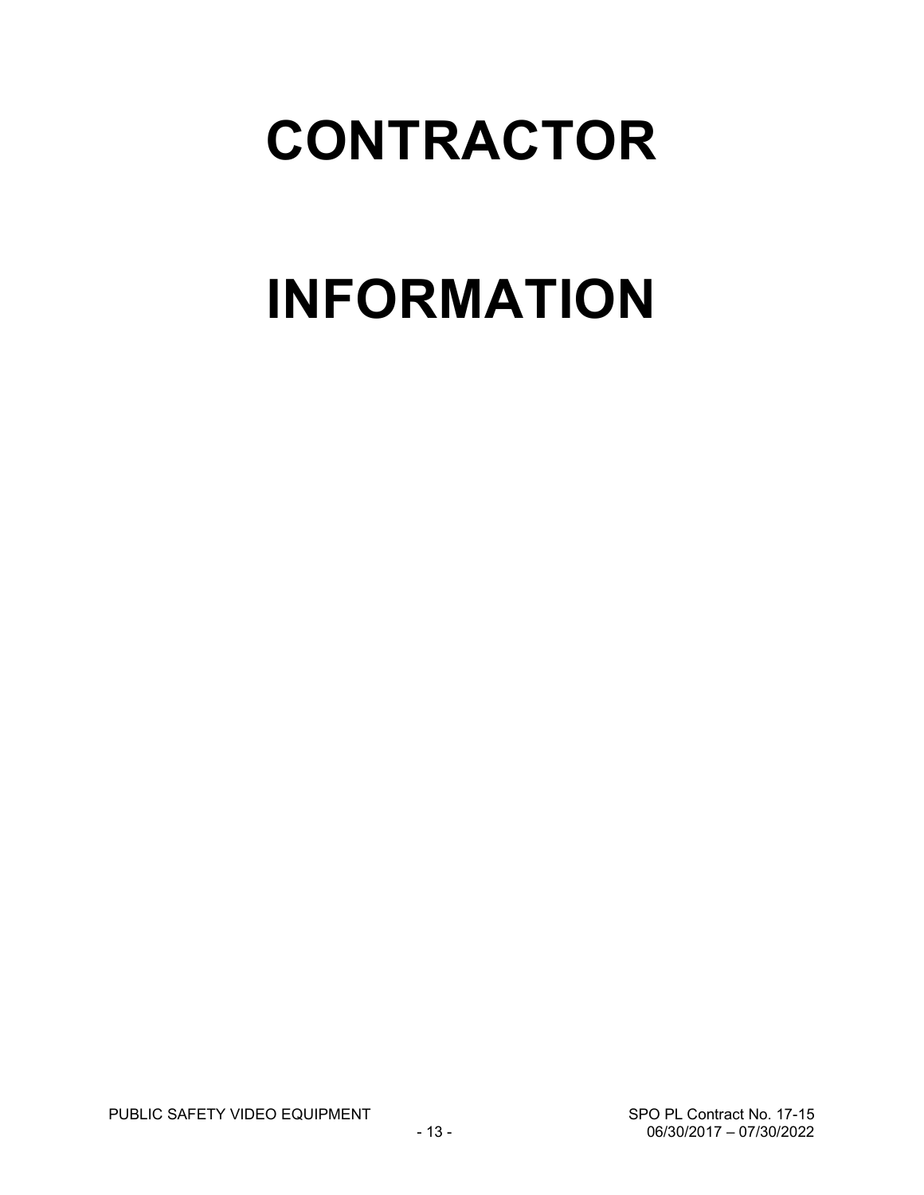# CONTRACTOR

# INFORMATION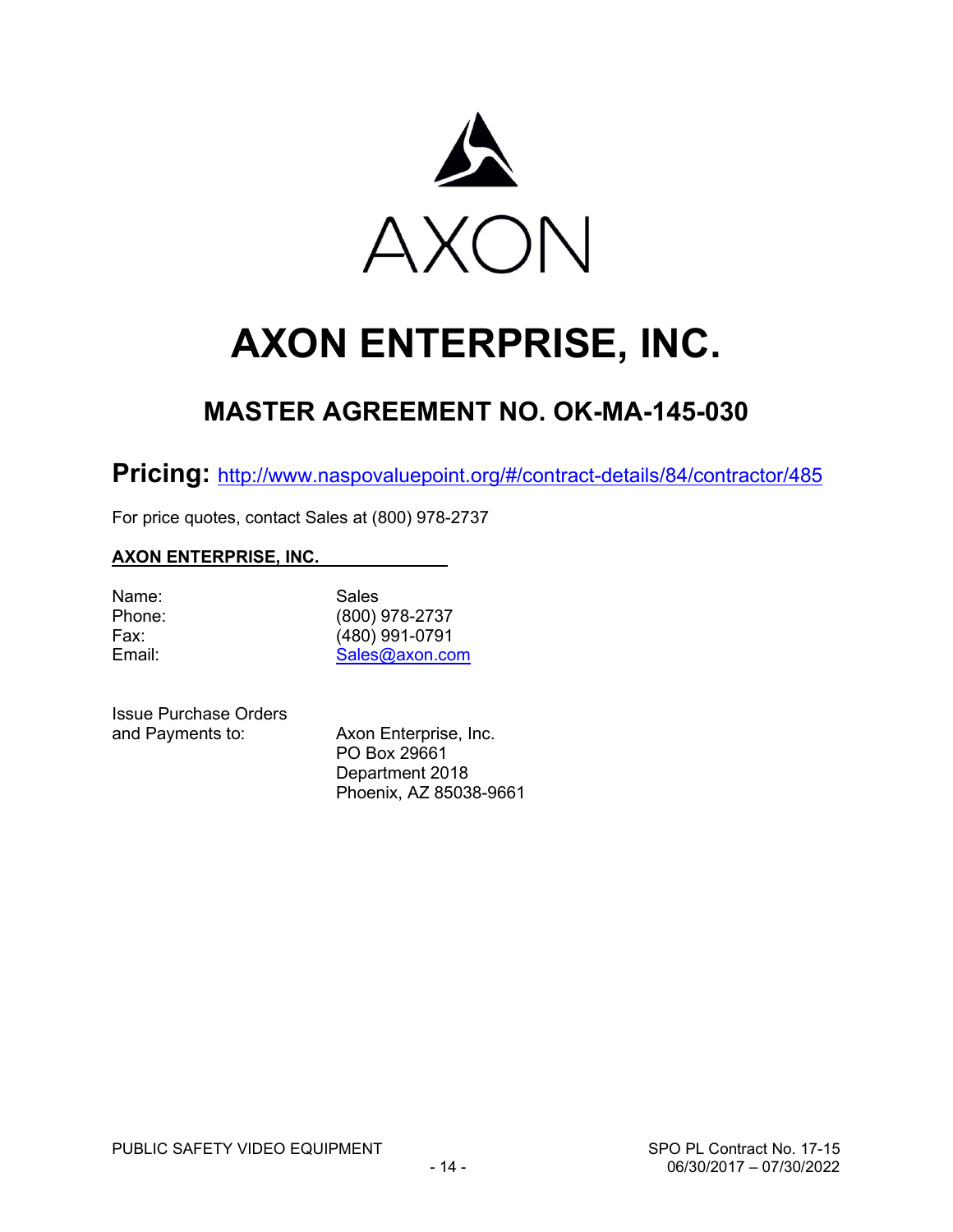AXON

# AXON ENTERPRISE, INC.

## MASTER AGREEMENT NO. OK-MA-145-030

**Pricing:** http://www.naspovaluepoint.org/#/contract-details/84/contractor/485

For price quotes, contact Sales at (800) 978-2737

**AXON ENTERPRISE, INC.**

| | |
|---|---|
| Name: | Sales |
| Phone: | (800) 978-2737 |
| Fax: | (480) 991-0791 |
| Email: | Sales@axon.com |
| Issue Purchase Orders and Payments to: | Axon Enterprise, Inc.<br>PO Box 29661<br>Department 2018<br>Phoenix, AZ 85038-9661 |